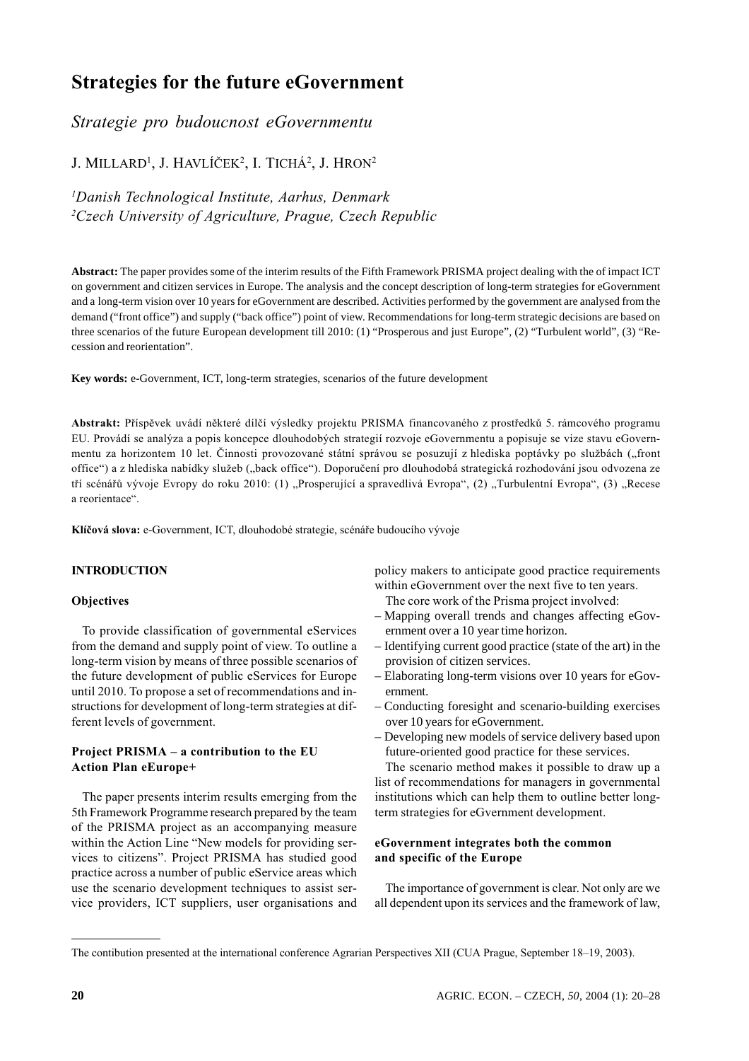# Strategies for the future eGovernment

*Strategie pro budoucnost eGovernmentu*

J. Millard[1], J. Havlíček[2], I. Tichá[2], J. Hron[2]

[1]*Danish Technological Institute, Aarhus, Denmark*
[2]*Czech University of Agriculture, Prague, Czech Republic*

**Abstract:** The paper provides some of the interim results of the Fifth Framework PRISMA project dealing with the of impact ICT on government and citizen services in Europe. The analysis and the concept description of long-term strategies for eGovernment and a long-term vision over 10 years for eGovernment are described. Activities performed by the government are analysed from the demand ("front office") and supply ("back office") point of view. Recommendations for long-term strategic decisions are based on three scenarios of the future European development till 2010: (1) "Prosperous and just Europe", (2) "Turbulent world", (3) "Recession and reorientation".

**Key words:** e-Government, ICT, long-term strategies, scenarios of the future development

**Abstrakt:** Příspěvek uvádí některé dílčí výsledky projektu PRISMA financovaného z prostředků 5. rámcového programu EU. Provádí se analýza a popis koncepce dlouhodobých strategií rozvoje eGovernmentu a popisuje se vize stavu eGovernmentu za horizontem 10 let. Činnosti provozované státní správou se posuzují z hlediska poptávky po službách („front office") a z hlediska nabídky služeb („back office"). Doporučení pro dlouhodobá strategická rozhodování jsou odvozena ze tří scénářů vývoje Evropy do roku 2010: (1) „Prosperující a spravedlivá Evropa", (2) „Turbulentní Evropa", (3) „Recese a reorientace".

**Klíčová slova:** e-Government, ICT, dlouhodobé strategie, scénáře budoucího vývoje

## INTRODUCTION

### Objectives

To provide classification of governmental eServices from the demand and supply point of view. To outline a long-term vision by means of three possible scenarios of the future development of public eServices for Europe until 2010. To propose a set of recommendations and instructions for development of long-term strategies at different levels of government.

### Project PRISMA – a contribution to the EU Action Plan eEurope+

The paper presents interim results emerging from the 5th Framework Programme research prepared by the team of the PRISMA project as an accompanying measure within the Action Line "New models for providing services to citizens". Project PRISMA has studied good practice across a number of public eService areas which use the scenario development techniques to assist service providers, ICT suppliers, user organisations and policy makers to anticipate good practice requirements within eGovernment over the next five to ten years.

The core work of the Prisma project involved:

- Mapping overall trends and changes affecting eGovernment over a 10 year time horizon.
- Identifying current good practice (state of the art) in the provision of citizen services.
- Elaborating long-term visions over 10 years for eGovernment.
- Conducting foresight and scenario-building exercises over 10 years for eGovernment.
- Developing new models of service delivery based upon future-oriented good practice for these services.

The scenario method makes it possible to draw up a list of recommendations for managers in governmental institutions which can help them to outline better long-term strategies for eGvernment development.

### eGovernment integrates both the common and specific of the Europe

The importance of government is clear. Not only are we all dependent upon its services and the framework of law,

The contibution presented at the international conference Agrarian Perspectives XII (CUA Prague, September 18–19, 2003).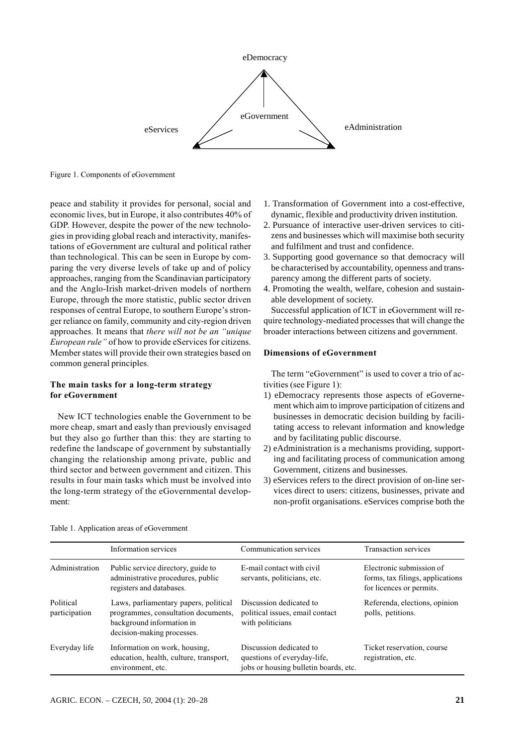eDemocracy

eGovernment

eServices

eAdministration

Figure 1. Components of eGovernment

peace and stability it provides for personal, social and economic lives, but in Europe, it also contributes 40% of GDP. However, despite the power of the new technologies in providing global reach and interactivity, manifestations of eGovernment are cultural and political rather than technological. This can be seen in Europe by comparing the very diverse levels of take up and of policy approaches, ranging from the Scandinavian participatory and the Anglo-Irish market-driven models of northern Europe, through the more statistic, public sector driven responses of central Europe, to southern Europe's stronger reliance on family, community and city-region driven approaches. It means that *there will not be an "unique European rule"* of how to provide eServices for citizens. Member states will provide their own strategies based on common general principles.

### The main tasks for a long-term strategy for eGovernment

New ICT technologies enable the Government to be more cheap, smart and easly than previously envisaged but they also go further than this: they are starting to redefine the landscape of government by substantially changing the relationship among private, public and third sector and between government and citizen. This results in four main tasks which must be involved into the long-term strategy of the eGovernmental development:

1. Transformation of Government into a cost-effective, dynamic, flexible and productivity driven institution.
2. Pursuance of interactive user-driven services to citizens and businesses which will maximise both security and fulfilment and trust and confidence.
3. Supporting good governance so that democracy will be characterised by accountability, openness and transparency among the different parts of society.
4. Promoting the wealth, welfare, cohesion and sustainable development of society.

Successful application of ICT in eGovernment will require technology-mediated processes that will change the broader interactions between citizens and government.

### Dimensions of eGovernment

The term "eGovernment" is used to cover a trio of activities (see Figure 1):

1) eDemocracy represents those aspects of eGoverne-ment which aim to improve participation of citizens and businesses in democratic decision building by facilitating access to relevant information and knowledge and by facilitating public discourse.
2) eAdministration is a mechanisms providing, supporting and facilitating process of communication among Government, citizens and businesses.
3) eServices refers to the direct provision of on-line services direct to users: citizens, businesses, private and non-profit organisations. eServices comprise both the

Table 1. Application areas of eGovernment

| | Information services | Communication services | Transaction services |
|---|---|---|---|
| Administration | Public service directory, guide to administrative procedures, public registers and databases. | E-mail contact with civil servants, politicians, etc. | Electronic submission of forms, tax filings, applications for licences or permits. |
| Political participation | Laws, parliamentary papers, political programmes, consultation documents, background information in decision-making processes. | Discussion dedicated to political issues, email contact with politicians | Referenda, elections, opinion polls, petitions. |
| Everyday life | Information on work, housing, education, health, culture, transport, environment, etc. | Discussion dedicated to questions of everyday-life, jobs or housing bulletin boards, etc. | Ticket reservation, course registration, etc. |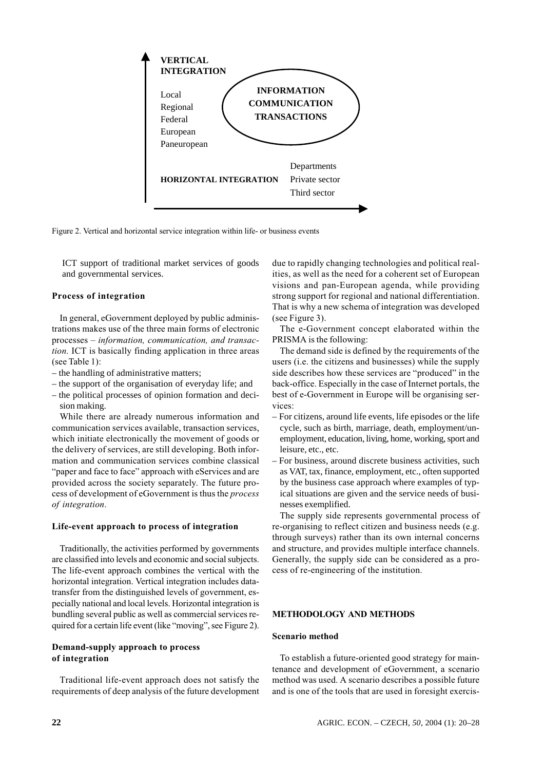VERTICAL INTEGRATION

Local
Regional
Federal
European
Paneuropean

INFORMATION
COMMUNICATION
TRANSACTIONS

HORIZONTAL INTEGRATION

Departments
Private sector
Third sector

Figure 2. Vertical and horizontal service integration within life- or business events

ICT support of traditional market services of goods and governmental services.

### Process of integration

In general, eGovernment deployed by public administrations makes use of the three main forms of electronic processes – *information, communication, and transaction.* ICT is basically finding application in three areas (see Table 1):

– the handling of administrative matters;
– the support of the organisation of everyday life; and
– the political processes of opinion formation and decision making.

While there are already numerous information and communication services available, transaction services, which initiate electronically the movement of goods or the delivery of services, are still developing. Both information and communication services combine classical "paper and face to face" approach with eServices and are provided across the society separately. The future process of development of eGovernment is thus the *process of integration*.

### Life-event approach to process of integration

Traditionally, the activities performed by governments are classified into levels and economic and social subjects. The life-event approach combines the vertical with the horizontal integration. Vertical integration includes data-transfer from the distinguished levels of government, especially national and local levels. Horizontal integration is bundling several public as well as commercial services required for a certain life event (like "moving", see Figure 2).

### Demand-supply approach to process of integration

Traditional life-event approach does not satisfy the requirements of deep analysis of the future development due to rapidly changing technologies and political realities, as well as the need for a coherent set of European visions and pan-European agenda, while providing strong support for regional and national differentiation. That is why a new schema of integration was developed (see Figure 3).

The e-Government concept elaborated within the PRISMA is the following:

The demand side is defined by the requirements of the users (i.e. the citizens and businesses) while the supply side describes how these services are "produced" in the back-office. Especially in the case of Internet portals, the best of e-Government in Europe will be organising services:

– For citizens, around life events, life episodes or the life cycle, such as birth, marriage, death, employment/unemployment, education, living, home, working, sport and leisure, etc., etc.
– For business, around discrete business activities, such as VAT, tax, finance, employment, etc., often supported by the business case approach where examples of typical situations are given and the service needs of businesses exemplified.

The supply side represents governmental process of re-organising to reflect citizen and business needs (e.g. through surveys) rather than its own internal concerns and structure, and provides multiple interface channels. Generally, the supply side can be considered as a process of re-engineering of the institution.

## METHODOLOGY AND METHODS

### Scenario method

To establish a future-oriented good strategy for maintenance and development of eGovernment, a scenario method was used. A scenario describes a possible future and is one of the tools that are used in foresight exercis-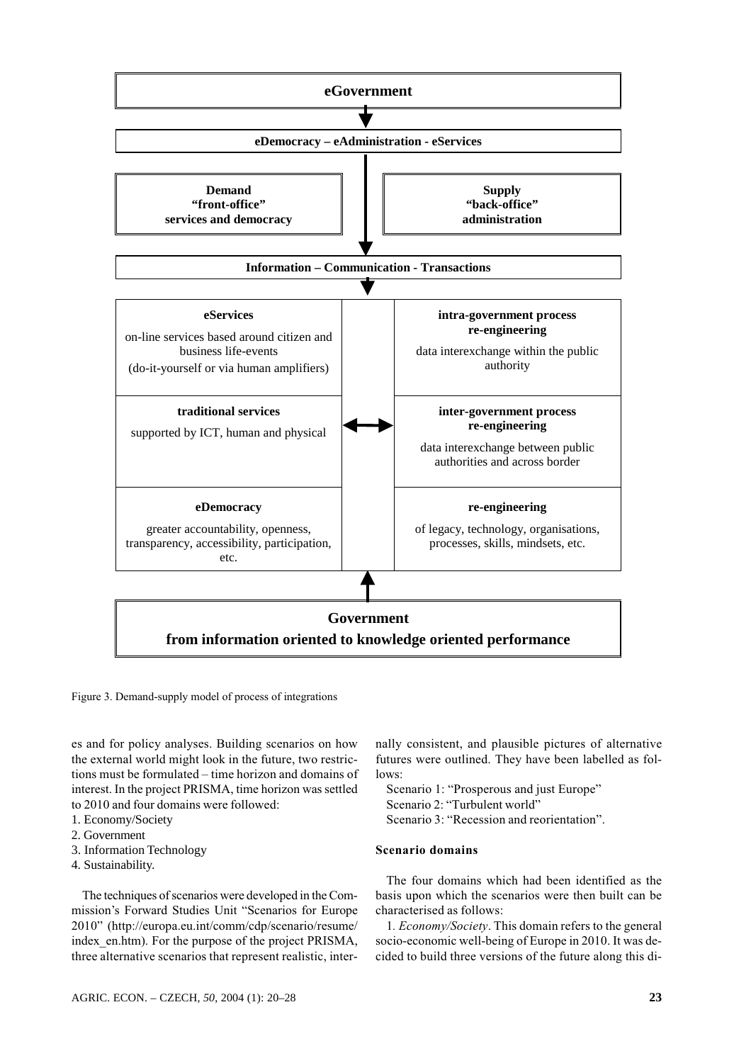**eGovernment**

**eDemocracy – eAdministration - eServices**

| **Demand**<br>**"front-office"**<br>**services and democracy** | **Supply**<br>**"back-office"**<br>**administration** |
|---|---|

**Information – Communication - Transactions**

| Demand side | | Supply side |
|---|---|---|
| **eServices**<br>on-line services based around citizen and business life-events<br>(do-it-yourself or via human amplifiers) | | **intra-government process re-engineering**<br>data interexchange within the public authority |
| **traditional services**<br>supported by ICT, human and physical | ↔ | **inter-government process re-engineering**<br>data interexchange between public authorities and across border |
| **eDemocracy**<br>greater accountability, openness, transparency, accessibility, participation, etc. | | **re-engineering**<br>of legacy, technology, organisations, processes, skills, mindsets, etc. |

**Government**
**from information oriented to knowledge oriented performance**

Figure 3. Demand-supply model of process of integrations

es and for policy analyses. Building scenarios on how the external world might look in the future, two restrictions must be formulated – time horizon and domains of interest. In the project PRISMA, time horizon was settled to 2010 and four domains were followed:

1. Economy/Society
2. Government
3. Information Technology
4. Sustainability.

The techniques of scenarios were developed in the Commission's Forward Studies Unit "Scenarios for Europe 2010" (http://europa.eu.int/comm/cdp/scenario/resume/index_en.htm). For the purpose of the project PRISMA, three alternative scenarios that represent realistic, internally consistent, and plausible pictures of alternative futures were outlined. They have been labelled as follows:

Scenario 1: "Prosperous and just Europe"
Scenario 2: "Turbulent world"
Scenario 3: "Recession and reorientation".

### Scenario domains

The four domains which had been identified as the basis upon which the scenarios were then built can be characterised as follows:

1. *Economy/Society*. This domain refers to the general socio-economic well-being of Europe in 2010. It was decided to build three versions of the future along this di-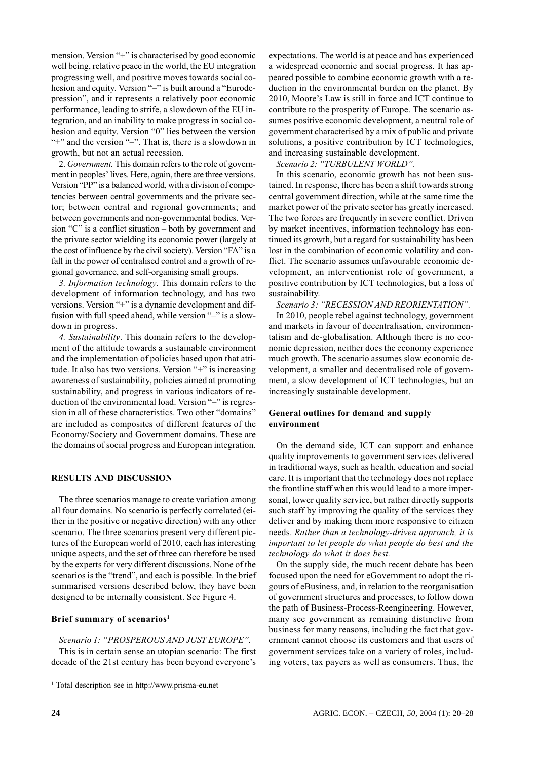mension. Version "+" is characterised by good economic well being, relative peace in the world, the EU integration progressing well, and positive moves towards social cohesion and equity. Version "–" is built around a "Eurodepression", and it represents a relatively poor economic performance, leading to strife, a slowdown of the EU integration, and an inability to make progress in social cohesion and equity. Version "0" lies between the version "+" and the version "–". That is, there is a slowdown in growth, but not an actual recession.

2. *Government.* This domain refers to the role of government in peoples' lives. Here, again, there are three versions. Version "PP" is a balanced world, with a division of competencies between central governments and the private sector; between central and regional governments; and between governments and non-governmental bodies. Version "C" is a conflict situation – both by government and the private sector wielding its economic power (largely at the cost of influence by the civil society). Version "FA" is a fall in the power of centralised control and a growth of regional governance, and self-organising small groups.

*3. Information technology*. This domain refers to the development of information technology, and has two versions. Version "+" is a dynamic development and diffusion with full speed ahead, while version "–" is a slowdown in progress.

*4. Sustainability*. This domain refers to the development of the attitude towards a sustainable environment and the implementation of policies based upon that attitude. It also has two versions. Version "+" is increasing awareness of sustainability, policies aimed at promoting sustainability, and progress in various indicators of reduction of the environmental load. Version "–" is regression in all of these characteristics. Two other "domains" are included as composites of different features of the Economy/Society and Government domains. These are the domains of social progress and European integration.

## RESULTS AND DISCUSSION

The three scenarios manage to create variation among all four domains. No scenario is perfectly correlated (either in the positive or negative direction) with any other scenario. The three scenarios present very different pictures of the European world of 2010, each has interesting unique aspects, and the set of three can therefore be used by the experts for very different discussions. None of the scenarios is the "trend", and each is possible. In the brief summarised versions described below, they have been designed to be internally consistent. See Figure 4.

### Brief summary of scenarios[1]

*Scenario 1: "PROSPEROUS AND JUST EUROPE".*

This is in certain sense an utopian scenario: The first decade of the 21st century has been beyond everyone's expectations. The world is at peace and has experienced a widespread economic and social progress. It has appeared possible to combine economic growth with a reduction in the environmental burden on the planet. By 2010, Moore's Law is still in force and ICT continue to contribute to the prosperity of Europe. The scenario assumes positive economic development, a neutral role of government characterised by a mix of public and private solutions, a positive contribution by ICT technologies, and increasing sustainable development.

*Scenario 2: "TURBULENT WORLD".*

In this scenario, economic growth has not been sustained. In response, there has been a shift towards strong central government direction, while at the same time the market power of the private sector has greatly increased. The two forces are frequently in severe conflict. Driven by market incentives, information technology has continued its growth, but a regard for sustainability has been lost in the combination of economic volatility and conflict. The scenario assumes unfavourable economic development, an interventionist role of government, a positive contribution by ICT technologies, but a loss of sustainability.

*Scenario 3: "RECESSION AND REORIENTATION".*

In 2010, people rebel against technology, government and markets in favour of decentralisation, environmentalism and de-globalisation. Although there is no economic depression, neither does the economy experience much growth. The scenario assumes slow economic development, a smaller and decentralised role of government, a slow development of ICT technologies, but an increasingly sustainable development.

### General outlines for demand and supply environment

On the demand side, ICT can support and enhance quality improvements to government services delivered in traditional ways, such as health, education and social care. It is important that the technology does not replace the frontline staff when this would lead to a more impersonal, lower quality service, but rather directly supports such staff by improving the quality of the services they deliver and by making them more responsive to citizen needs. *Rather than a technology-driven approach, it is important to let people do what people do best and the technology do what it does best.*

On the supply side, the much recent debate has been focused upon the need for eGovernment to adopt the rigours of eBusiness, and, in relation to the reorganisation of government structures and processes, to follow down the path of Business-Process-Reengineering. However, many see government as remaining distinctive from business for many reasons, including the fact that government cannot choose its customers and that users of government services take on a variety of roles, including voters, tax payers as well as consumers. Thus, the

[1] Total description see in http://www.prisma-eu.net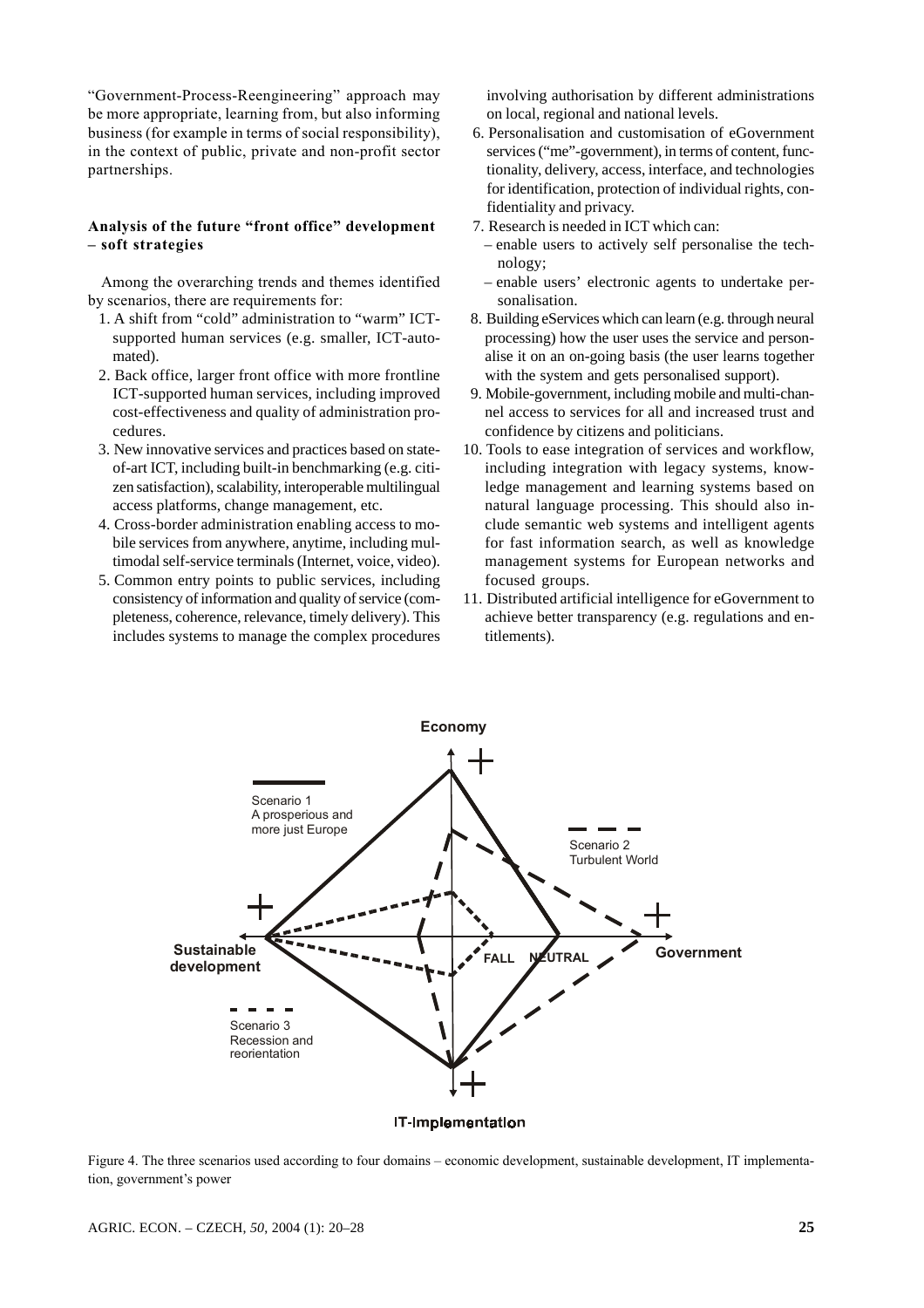"Government-Process-Reengineering" approach may be more appropriate, learning from, but also informing business (for example in terms of social responsibility), in the context of public, private and non-profit sector partnerships.

**Analysis of the future "front office" development – soft strategies**

Among the overarching trends and themes identified by scenarios, there are requirements for:

1. A shift from "cold" administration to "warm" ICT-supported human services (e.g. smaller, ICT-automated).
2. Back office, larger front office with more frontline ICT-supported human services, including improved cost-effectiveness and quality of administration procedures.
3. New innovative services and practices based on state-of-art ICT, including built-in benchmarking (e.g. citizen satisfaction), scalability, interoperable multilingual access platforms, change management, etc.
4. Cross-border administration enabling access to mobile services from anywhere, anytime, including multimodal self-service terminals (Internet, voice, video).
5. Common entry points to public services, including consistency of information and quality of service (completeness, coherence, relevance, timely delivery). This includes systems to manage the complex procedures involving authorisation by different administrations on local, regional and national levels.
6. Personalisation and customisation of eGovernment services ("me"-government), in terms of content, functionality, delivery, access, interface, and technologies for identification, protection of individual rights, confidentiality and privacy.
7. Research is needed in ICT which can:
   - enable users to actively self personalise the technology;
   - enable users' electronic agents to undertake personalisation.
8. Building eServices which can learn (e.g. through neural processing) how the user uses the service and personalise it on an on-going basis (the user learns together with the system and gets personalised support).
9. Mobile-government, including mobile and multi-channel access to services for all and increased trust and confidence by citizens and politicians.
10. Tools to ease integration of services and workflow, including integration with legacy systems, knowledge management and learning systems based on natural language processing. This should also include semantic web systems and intelligent agents for fast information search, as well as knowledge management systems for European networks and focused groups.
11. Distributed artificial intelligence for eGovernment to achieve better transparency (e.g. regulations and entitlements).

Figure 4. The three scenarios used according to four domains – economic development, sustainable development, IT implementation, government's power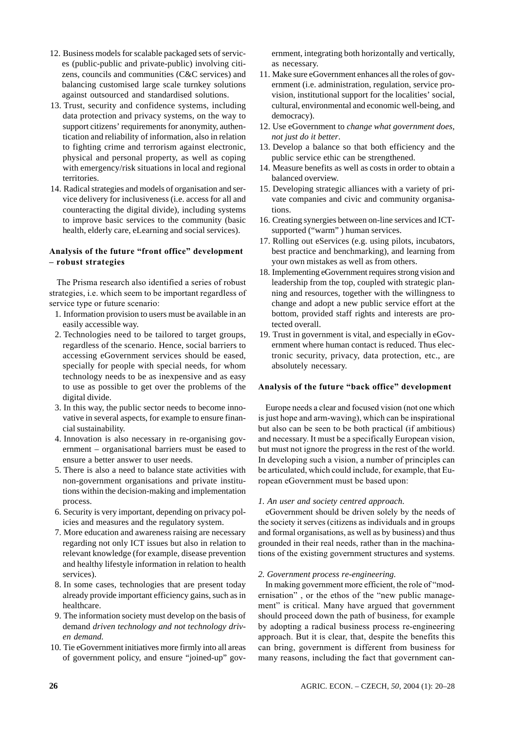12. Business models for scalable packaged sets of services (public-public and private-public) involving citizens, councils and communities (C&C services) and balancing customised large scale turnkey solutions against outsourced and standardised solutions.
13. Trust, security and confidence systems, including data protection and privacy systems, on the way to support citizens' requirements for anonymity, authentication and reliability of information, also in relation to fighting crime and terrorism against electronic, physical and personal property, as well as coping with emergency/risk situations in local and regional territories.
14. Radical strategies and models of organisation and service delivery for inclusiveness (i.e. access for all and counteracting the digital divide), including systems to improve basic services to the community (basic health, elderly care, eLearning and social services).

### Analysis of the future "front office" development – robust strategies

The Prisma research also identified a series of robust strategies, i.e. which seem to be important regardless of service type or future scenario:

1. Information provision to users must be available in an easily accessible way.
2. Technologies need to be tailored to target groups, regardless of the scenario. Hence, social barriers to accessing eGovernment services should be eased, specially for people with special needs, for whom technology needs to be as inexpensive and as easy to use as possible to get over the problems of the digital divide.
3. In this way, the public sector needs to become innovative in several aspects, for example to ensure financial sustainability.
4. Innovation is also necessary in re-organising government – organisational barriers must be eased to ensure a better answer to user needs.
5. There is also a need to balance state activities with non-government organisations and private institutions within the decision-making and implementation process.
6. Security is very important, depending on privacy policies and measures and the regulatory system.
7. More education and awareness raising are necessary regarding not only ICT issues but also in relation to relevant knowledge (for example, disease prevention and healthy lifestyle information in relation to health services).
8. In some cases, technologies that are present today already provide important efficiency gains, such as in healthcare.
9. The information society must develop on the basis of demand *driven technology and not technology driven demand.*
10. Tie eGovernment initiatives more firmly into all areas of government policy, and ensure "joined-up" government, integrating both horizontally and vertically, as necessary.
11. Make sure eGovernment enhances all the roles of government (i.e. administration, regulation, service provision, institutional support for the localities' social, cultural, environmental and economic well-being, and democracy).
12. Use eGovernment to *change what government does, not just do it better*.
13. Develop a balance so that both efficiency and the public service ethic can be strengthened.
14. Measure benefits as well as costs in order to obtain a balanced overview.
15. Developing strategic alliances with a variety of private companies and civic and community organisations.
16. Creating synergies between on-line services and ICT-supported ("warm" ) human services.
17. Rolling out eServices (e.g. using pilots, incubators, best practice and benchmarking), and learning from your own mistakes as well as from others.
18. Implementing eGovernment requires strong vision and leadership from the top, coupled with strategic planning and resources, together with the willingness to change and adopt a new public service effort at the bottom, provided staff rights and interests are protected overall.
19. Trust in government is vital, and especially in eGovernment where human contact is reduced. Thus electronic security, privacy, data protection, etc., are absolutely necessary.

### Analysis of the future "back office" development

Europe needs a clear and focused vision (not one which is just hope and arm-waving), which can be inspirational but also can be seen to be both practical (if ambitious) and necessary. It must be a specifically European vision, but must not ignore the progress in the rest of the world. In developing such a vision, a number of principles can be articulated, which could include, for example, that European eGovernment must be based upon:

*1. An user and society centred approach.*

eGovernment should be driven solely by the needs of the society it serves (citizens as individuals and in groups and formal organisations, as well as by business) and thus grounded in their real needs, rather than in the machinations of the existing government structures and systems.

*2. Government process re-engineering.*

In making government more efficient, the role of "modernisation" , or the ethos of the "new public management" is critical. Many have argued that government should proceed down the path of business, for example by adopting a radical business process re-engineering approach. But it is clear, that, despite the benefits this can bring, government is different from business for many reasons, including the fact that government can-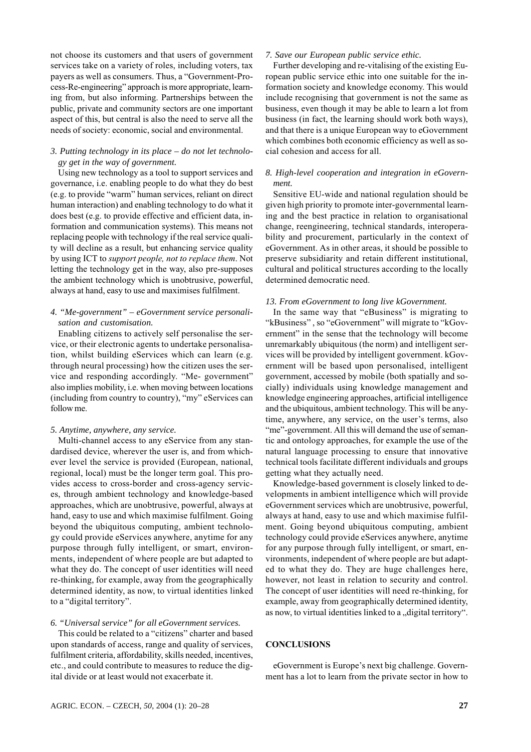not choose its customers and that users of government services take on a variety of roles, including voters, tax payers as well as consumers. Thus, a "Government-Process-Re-engineering" approach is more appropriate, learning from, but also informing. Partnerships between the public, private and community sectors are one important aspect of this, but central is also the need to serve all the needs of society: economic, social and environmental.

*3. Putting technology in its place – do not let technology get in the way of government.*

Using new technology as a tool to support services and governance, i.e. enabling people to do what they do best (e.g. to provide "warm" human services, reliant on direct human interaction) and enabling technology to do what it does best (e.g. to provide effective and efficient data, information and communication systems). This means not replacing people with technology if the real service quality will decline as a result, but enhancing service quality by using ICT to *support people, not to replace them*. Not letting the technology get in the way, also pre-supposes the ambient technology which is unobtrusive, powerful, always at hand, easy to use and maximises fulfilment.

*4. "Me-government" – eGovernment service personalisation and customisation.*

Enabling citizens to actively self personalise the service, or their electronic agents to undertake personalisation, whilst building eServices which can learn (e.g. through neural processing) how the citizen uses the service and responding accordingly. "Me- government" also implies mobility, i.e. when moving between locations (including from country to country), "my" eServices can follow me.

*5. Anytime, anywhere, any service.*

Multi-channel access to any eService from any standardised device, wherever the user is, and from whichever level the service is provided (European, national, regional, local) must be the longer term goal. This provides access to cross-border and cross-agency services, through ambient technology and knowledge-based approaches, which are unobtrusive, powerful, always at hand, easy to use and which maximise fulfilment. Going beyond the ubiquitous computing, ambient technology could provide eServices anywhere, anytime for any purpose through fully intelligent, or smart, environments, independent of where people are but adapted to what they do. The concept of user identities will need re-thinking, for example, away from the geographically determined identity, as now, to virtual identities linked to a "digital territory".

*6. "Universal service" for all eGovernment services.*

This could be related to a "citizens" charter and based upon standards of access, range and quality of services, fulfilment criteria, affordability, skills needed, incentives, etc., and could contribute to measures to reduce the digital divide or at least would not exacerbate it.

*7. Save our European public service ethic.*

Further developing and re-vitalising of the existing European public service ethic into one suitable for the information society and knowledge economy. This would include recognising that government is not the same as business, even though it may be able to learn a lot from business (in fact, the learning should work both ways), and that there is a unique European way to eGovernment which combines both economic efficiency as well as social cohesion and access for all.

*8. High-level cooperation and integration in eGovernment.*

Sensitive EU-wide and national regulation should be given high priority to promote inter-governmental learning and the best practice in relation to organisational change, reengineering, technical standards, interoperability and procurement, particularly in the context of eGovernment. As in other areas, it should be possible to preserve subsidiarity and retain different institutional, cultural and political structures according to the locally determined democratic need.

*13. From eGovernment to long live kGovernment.*

In the same way that "eBusiness" is migrating to "kBusiness" , so "eGovernment" will migrate to "kGovernment" in the sense that the technology will become unremarkably ubiquitous (the norm) and intelligent services will be provided by intelligent government. kGovernment will be based upon personalised, intelligent government, accessed by mobile (both spatially and socially) individuals using knowledge management and knowledge engineering approaches, artificial intelligence and the ubiquitous, ambient technology. This will be anytime, anywhere, any service, on the user's terms, also "me"-government. All this will demand the use of semantic and ontology approaches, for example the use of the natural language processing to ensure that innovative technical tools facilitate different individuals and groups getting what they actually need.

Knowledge-based government is closely linked to developments in ambient intelligence which will provide eGovernment services which are unobtrusive, powerful, always at hand, easy to use and which maximise fulfilment. Going beyond ubiquitous computing, ambient technology could provide eServices anywhere, anytime for any purpose through fully intelligent, or smart, environments, independent of where people are but adapted to what they do. They are huge challenges here, however, not least in relation to security and control. The concept of user identities will need re-thinking, for example, away from geographically determined identity, as now, to virtual identities linked to a „digital territory".

## CONCLUSIONS

eGovernment is Europe's next big challenge. Government has a lot to learn from the private sector in how to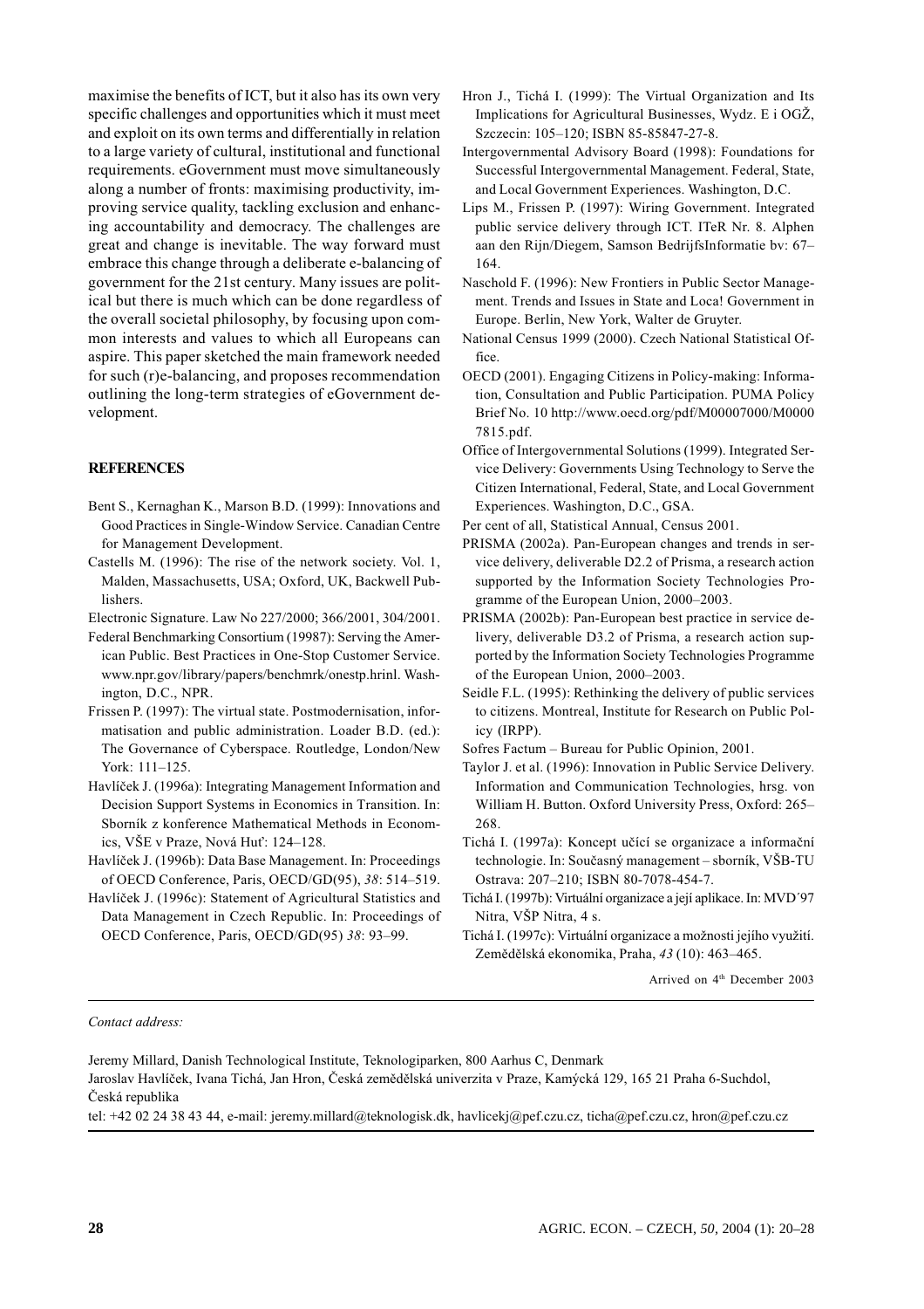maximise the benefits of ICT, but it also has its own very specific challenges and opportunities which it must meet and exploit on its own terms and differentially in relation to a large variety of cultural, institutional and functional requirements. eGovernment must move simultaneously along a number of fronts: maximising productivity, improving service quality, tackling exclusion and enhancing accountability and democracy. The challenges are great and change is inevitable. The way forward must embrace this change through a deliberate e-balancing of government for the 21st century. Many issues are political but there is much which can be done regardless of the overall societal philosophy, by focusing upon common interests and values to which all Europeans can aspire. This paper sketched the main framework needed for such (r)e-balancing, and proposes recommendation outlining the long-term strategies of eGovernment development.

## REFERENCES

Bent S., Kernaghan K., Marson B.D. (1999): Innovations and Good Practices in Single-Window Service. Canadian Centre for Management Development.

Castells M. (1996): The rise of the network society. Vol. 1, Malden, Massachusetts, USA; Oxford, UK, Backwell Publishers.

Electronic Signature. Law No 227/2000; 366/2001, 304/2001.

Federal Benchmarking Consortium (19987): Serving the American Public. Best Practices in One-Stop Customer Service. www.npr.gov/library/papers/benchmrk/onestp.hrinl. Washington, D.C., NPR.

Frissen P. (1997): The virtual state. Postmodernisation, informatisation and public administration. Loader B.D. (ed.): The Governance of Cyberspace. Routledge, London/New York: 111–125.

Havlíček J. (1996a): Integrating Management Information and Decision Support Systems in Economics in Transition. In: Sborník z konference Mathematical Methods in Economics, VŠE v Praze, Nová Huť: 124–128.

Havlíček J. (1996b): Data Base Management. In: Proceedings of OECD Conference, Paris, OECD/GD(95), *38*: 514–519.

Havlíček J. (1996c): Statement of Agricultural Statistics and Data Management in Czech Republic. In: Proceedings of OECD Conference, Paris, OECD/GD(95) *38*: 93–99.

Hron J., Tichá I. (1999): The Virtual Organization and Its Implications for Agricultural Businesses, Wydz. E i OGŽ, Szczecin: 105–120; ISBN 85-85847-27-8.

Intergovernmental Advisory Board (1998): Foundations for Successful Intergovernmental Management. Federal, State, and Local Government Experiences. Washington, D.C.

Lips M., Frissen P. (1997): Wiring Government. Integrated public service delivery through ICT. ITeR Nr. 8. Alphen aan den Rijn/Diegem, Samson BedrijfsInformatie bv: 67–164.

Naschold F. (1996): New Frontiers in Public Sector Management. Trends and Issues in State and Loca! Government in Europe. Berlin, New York, Walter de Gruyter.

National Census 1999 (2000). Czech National Statistical Office.

OECD (2001). Engaging Citizens in Policy-making: Information, Consultation and Public Participation. PUMA Policy Brief No. 10 http://www.oecd.org/pdf/M00007000/M00007815.pdf.

Office of Intergovernmental Solutions (1999). Integrated Service Delivery: Governments Using Technology to Serve the Citizen International, Federal, State, and Local Government Experiences. Washington, D.C., GSA.

Per cent of all, Statistical Annual, Census 2001.

PRISMA (2002a). Pan-European changes and trends in service delivery, deliverable D2.2 of Prisma, a research action supported by the Information Society Technologies Programme of the European Union, 2000–2003.

PRISMA (2002b): Pan-European best practice in service delivery, deliverable D3.2 of Prisma, a research action supported by the Information Society Technologies Programme of the European Union, 2000–2003.

Seidle F.L. (1995): Rethinking the delivery of public services to citizens. Montreal, Institute for Research on Public Policy (IRPP).

Sofres Factum – Bureau for Public Opinion, 2001.

Taylor J. et al. (1996): Innovation in Public Service Delivery. Information and Communication Technologies, hrsg. von William H. Button. Oxford University Press, Oxford: 265–268.

Tichá I. (1997a): Koncept učící se organizace a informační technologie. In: Současný management – sborník, VŠB-TU Ostrava: 207–210; ISBN 80-7078-454-7.

Tichá I. (1997b): Virtuální organizace a její aplikace. In: MVD´97 Nitra, VŠP Nitra, 4 s.

Tichá I. (1997c): Virtuální organizace a možnosti jejího využití. Zemědělská ekonomika, Praha, *43* (10): 463–465.

Arrived on 4th December 2003

*Contact address:*

Jeremy Millard, Danish Technological Institute, Teknologiparken, 800 Aarhus C, Denmark
Jaroslav Havlíček, Ivana Tichá, Jan Hron, Česká zemědělská univerzita v Praze, Kamýcká 129, 165 21 Praha 6-Suchdol, Česká republika
tel: +42 02 24 38 43 44, e-mail: jeremy.millard@teknologisk.dk, havlicekj@pef.czu.cz, ticha@pef.czu.cz, hron@pef.czu.cz